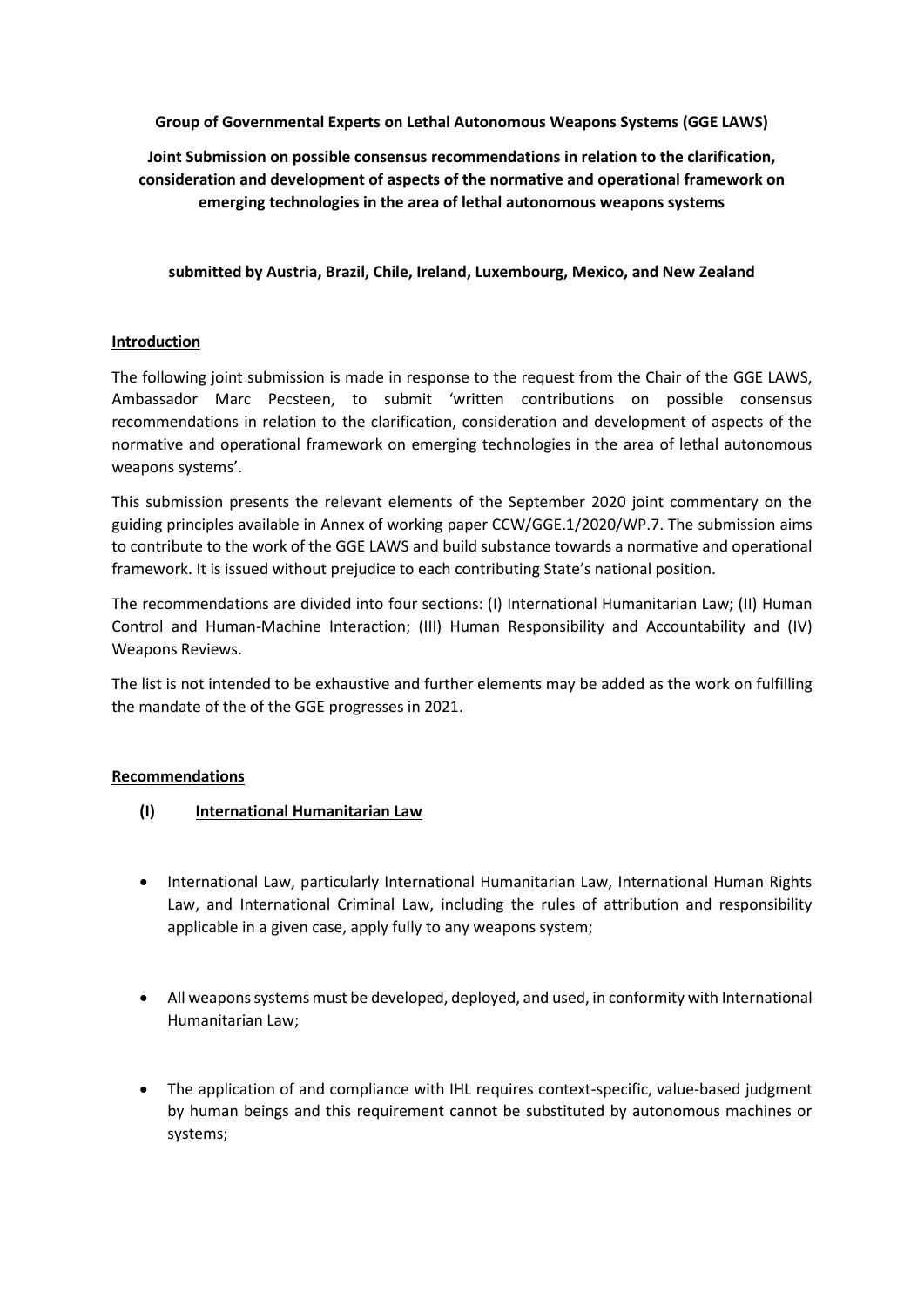**Group of Governmental Experts on Lethal Autonomous Weapons Systems (GGE LAWS)**

**Joint Submission on possible consensus recommendations in relation to the clarification, consideration and development of aspects of the normative and operational framework on emerging technologies in the area of lethal autonomous weapons systems**

**submitted by Austria, Brazil, Chile, Ireland, Luxembourg, Mexico, and New Zealand**

## Introduction

The following joint submission is made in response to the request from the Chair of the GGE LAWS, Ambassador Marc Pecsteen, to submit 'written contributions on possible consensus recommendations in relation to the clarification, consideration and development of aspects of the normative and operational framework on emerging technologies in the area of lethal autonomous weapons systems'.

This submission presents the relevant elements of the September 2020 joint commentary on the guiding principles available in Annex of working paper CCW/GGE.1/2020/WP.7. The submission aims to contribute to the work of the GGE LAWS and build substance towards a normative and operational framework. It is issued without prejudice to each contributing State's national position.

The recommendations are divided into four sections: (I) International Humanitarian Law; (II) Human Control and Human-Machine Interaction; (III) Human Responsibility and Accountability and (IV) Weapons Reviews.

The list is not intended to be exhaustive and further elements may be added as the work on fulfilling the mandate of the of the GGE progresses in 2021.

## Recommendations

### (I) International Humanitarian Law

- International Law, particularly International Humanitarian Law, International Human Rights Law, and International Criminal Law, including the rules of attribution and responsibility applicable in a given case, apply fully to any weapons system;

- All weapons systems must be developed, deployed, and used, in conformity with International Humanitarian Law;

- The application of and compliance with IHL requires context-specific, value-based judgment by human beings and this requirement cannot be substituted by autonomous machines or systems;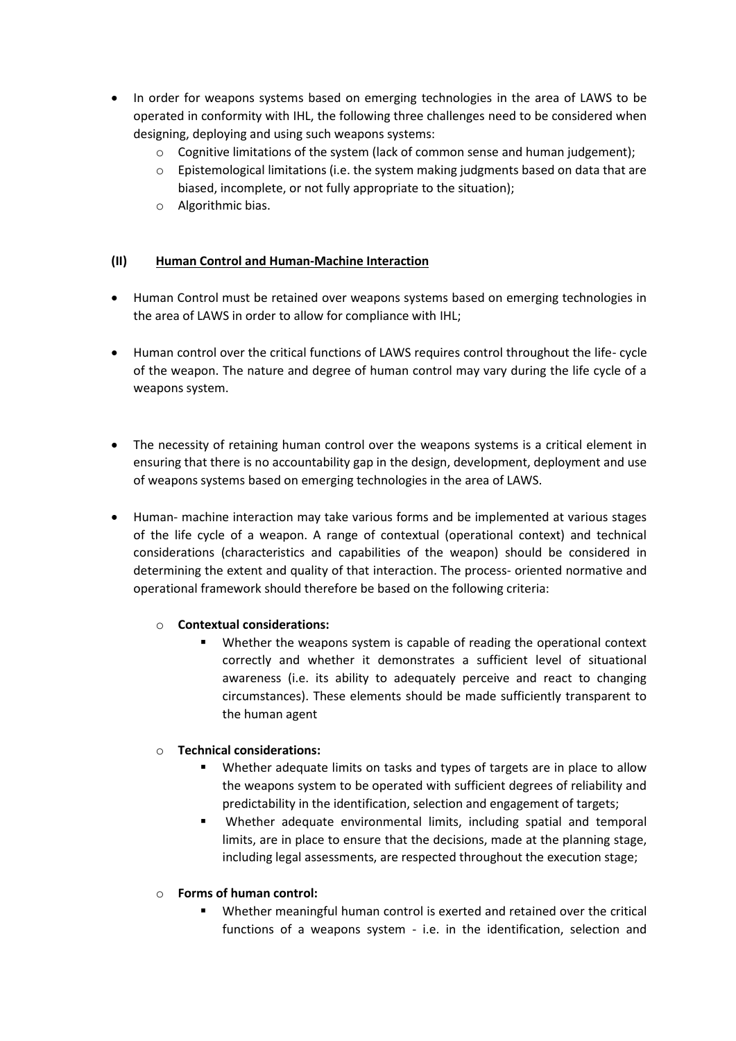- In order for weapons systems based on emerging technologies in the area of LAWS to be operated in conformity with IHL, the following three challenges need to be considered when designing, deploying and using such weapons systems:
    - Cognitive limitations of the system (lack of common sense and human judgement);
    - Epistemological limitations (i.e. the system making judgments based on data that are biased, incomplete, or not fully appropriate to the situation);
    - Algorithmic bias.

## (II) Human Control and Human-Machine Interaction

- Human Control must be retained over weapons systems based on emerging technologies in the area of LAWS in order to allow for compliance with IHL;

- Human control over the critical functions of LAWS requires control throughout the life- cycle of the weapon. The nature and degree of human control may vary during the life cycle of a weapons system.

- The necessity of retaining human control over the weapons systems is a critical element in ensuring that there is no accountability gap in the design, development, deployment and use of weapons systems based on emerging technologies in the area of LAWS.

- Human- machine interaction may take various forms and be implemented at various stages of the life cycle of a weapon. A range of contextual (operational context) and technical considerations (characteristics and capabilities of the weapon) should be considered in determining the extent and quality of that interaction. The process- oriented normative and operational framework should therefore be based on the following criteria:

    - **Contextual considerations:**
        - Whether the weapons system is capable of reading the operational context correctly and whether it demonstrates a sufficient level of situational awareness (i.e. its ability to adequately perceive and react to changing circumstances). These elements should be made sufficiently transparent to the human agent

    - **Technical considerations:**
        - Whether adequate limits on tasks and types of targets are in place to allow the weapons system to be operated with sufficient degrees of reliability and predictability in the identification, selection and engagement of targets;
        - Whether adequate environmental limits, including spatial and temporal limits, are in place to ensure that the decisions, made at the planning stage, including legal assessments, are respected throughout the execution stage;

    - **Forms of human control:**
        - Whether meaningful human control is exerted and retained over the critical functions of a weapons system - i.e. in the identification, selection and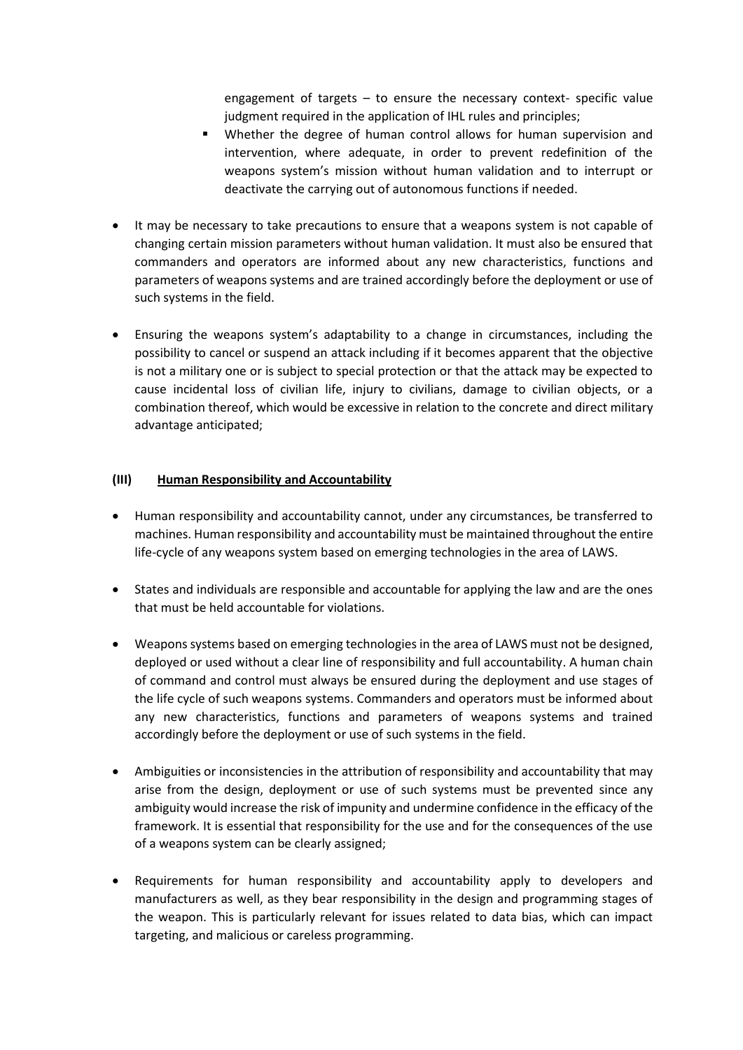engagement of targets – to ensure the necessary context- specific value judgment required in the application of IHL rules and principles;

    - Whether the degree of human control allows for human supervision and intervention, where adequate, in order to prevent redefinition of the weapons system's mission without human validation and to interrupt or deactivate the carrying out of autonomous functions if needed.

- It may be necessary to take precautions to ensure that a weapons system is not capable of changing certain mission parameters without human validation. It must also be ensured that commanders and operators are informed about any new characteristics, functions and parameters of weapons systems and are trained accordingly before the deployment or use of such systems in the field.

- Ensuring the weapons system's adaptability to a change in circumstances, including the possibility to cancel or suspend an attack including if it becomes apparent that the objective is not a military one or is subject to special protection or that the attack may be expected to cause incidental loss of civilian life, injury to civilians, damage to civilian objects, or a combination thereof, which would be excessive in relation to the concrete and direct military advantage anticipated;

**(III) <u>Human Responsibility and Accountability</u>**

- Human responsibility and accountability cannot, under any circumstances, be transferred to machines. Human responsibility and accountability must be maintained throughout the entire life-cycle of any weapons system based on emerging technologies in the area of LAWS.

- States and individuals are responsible and accountable for applying the law and are the ones that must be held accountable for violations.

- Weapons systems based on emerging technologies in the area of LAWS must not be designed, deployed or used without a clear line of responsibility and full accountability. A human chain of command and control must always be ensured during the deployment and use stages of the life cycle of such weapons systems. Commanders and operators must be informed about any new characteristics, functions and parameters of weapons systems and trained accordingly before the deployment or use of such systems in the field.

- Ambiguities or inconsistencies in the attribution of responsibility and accountability that may arise from the design, deployment or use of such systems must be prevented since any ambiguity would increase the risk of impunity and undermine confidence in the efficacy of the framework. It is essential that responsibility for the use and for the consequences of the use of a weapons system can be clearly assigned;

- Requirements for human responsibility and accountability apply to developers and manufacturers as well, as they bear responsibility in the design and programming stages of the weapon. This is particularly relevant for issues related to data bias, which can impact targeting, and malicious or careless programming.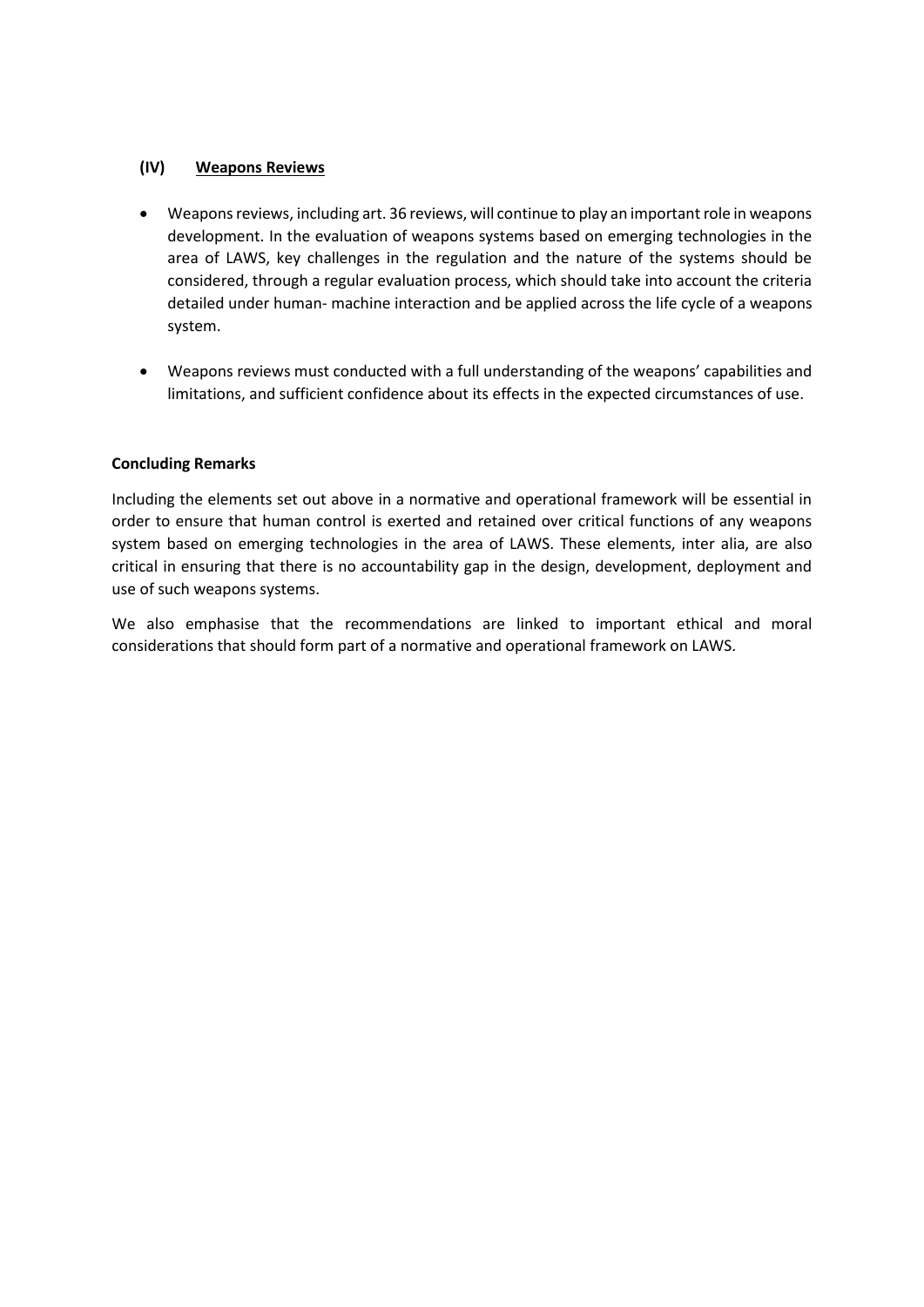### (IV) Weapons Reviews

- Weapons reviews, including art. 36 reviews, will continue to play an important role in weapons development. In the evaluation of weapons systems based on emerging technologies in the area of LAWS, key challenges in the regulation and the nature of the systems should be considered, through a regular evaluation process, which should take into account the criteria detailed under human- machine interaction and be applied across the life cycle of a weapons system.

- Weapons reviews must conducted with a full understanding of the weapons' capabilities and limitations, and sufficient confidence about its effects in the expected circumstances of use.

**Concluding Remarks**

Including the elements set out above in a normative and operational framework will be essential in order to ensure that human control is exerted and retained over critical functions of any weapons system based on emerging technologies in the area of LAWS. These elements, inter alia, are also critical in ensuring that there is no accountability gap in the design, development, deployment and use of such weapons systems.

We also emphasise that the recommendations are linked to important ethical and moral considerations that should form part of a normative and operational framework on LAWS.